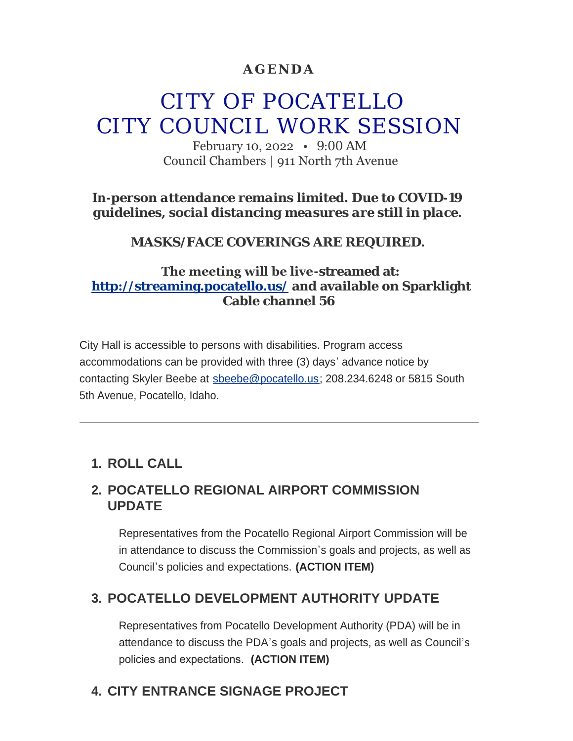**AGENDA**

# CITY OF POCATELLO
# CITY COUNCIL WORK SESSION

February 10, 2022 • 9:00 AM
Council Chambers | 911 North 7th Avenue

***In-person attendance remains limited. Due to COVID-19 guidelines, social distancing measures are still in place.***

**MASKS/FACE COVERINGS ARE REQUIRED.**

**The meeting will be live-streamed at: [http://streaming.pocatello.us/](http://streaming.pocatello.us/) and available on Sparklight Cable channel 56**

City Hall is accessible to persons with disabilities. Program access accommodations can be provided with three (3) days' advance notice by contacting Skyler Beebe at [sbeebe@pocatello.us](mailto:sbeebe@pocatello.us); 208.234.6248 or 5815 South 5th Avenue, Pocatello, Idaho.

---

## 1. ROLL CALL

## 2. POCATELLO REGIONAL AIRPORT COMMISSION UPDATE

Representatives from the Pocatello Regional Airport Commission will be in attendance to discuss the Commission's goals and projects, as well as Council's policies and expectations. **(ACTION ITEM)**

## 3. POCATELLO DEVELOPMENT AUTHORITY UPDATE

Representatives from Pocatello Development Authority (PDA) will be in attendance to discuss the PDA's goals and projects, as well as Council's policies and expectations. **(ACTION ITEM)**

## 4. CITY ENTRANCE SIGNAGE PROJECT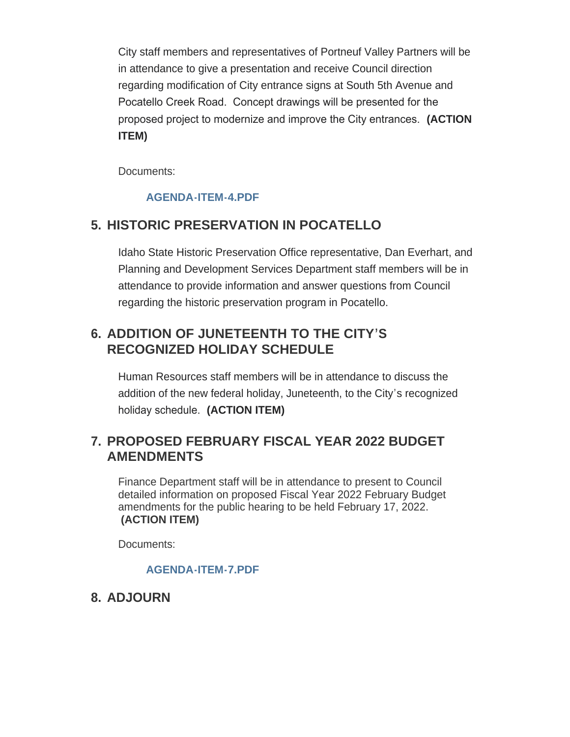City staff members and representatives of Portneuf Valley Partners will be in attendance to give a presentation and receive Council direction regarding modification of City entrance signs at South 5th Avenue and Pocatello Creek Road. Concept drawings will be presented for the proposed project to modernize and improve the City entrances. **(ACTION ITEM)**

Documents:

AGENDA-ITEM-4.PDF

## 5. HISTORIC PRESERVATION IN POCATELLO

Idaho State Historic Preservation Office representative, Dan Everhart, and Planning and Development Services Department staff members will be in attendance to provide information and answer questions from Council regarding the historic preservation program in Pocatello.

## 6. ADDITION OF JUNETEENTH TO THE CITY'S RECOGNIZED HOLIDAY SCHEDULE

Human Resources staff members will be in attendance to discuss the addition of the new federal holiday, Juneteenth, to the City's recognized holiday schedule. **(ACTION ITEM)**

## 7. PROPOSED FEBRUARY FISCAL YEAR 2022 BUDGET AMENDMENTS

Finance Department staff will be in attendance to present to Council detailed information on proposed Fiscal Year 2022 February Budget amendments for the public hearing to be held February 17, 2022. **(ACTION ITEM)**

Documents:

AGENDA-ITEM-7.PDF

## 8. ADJOURN